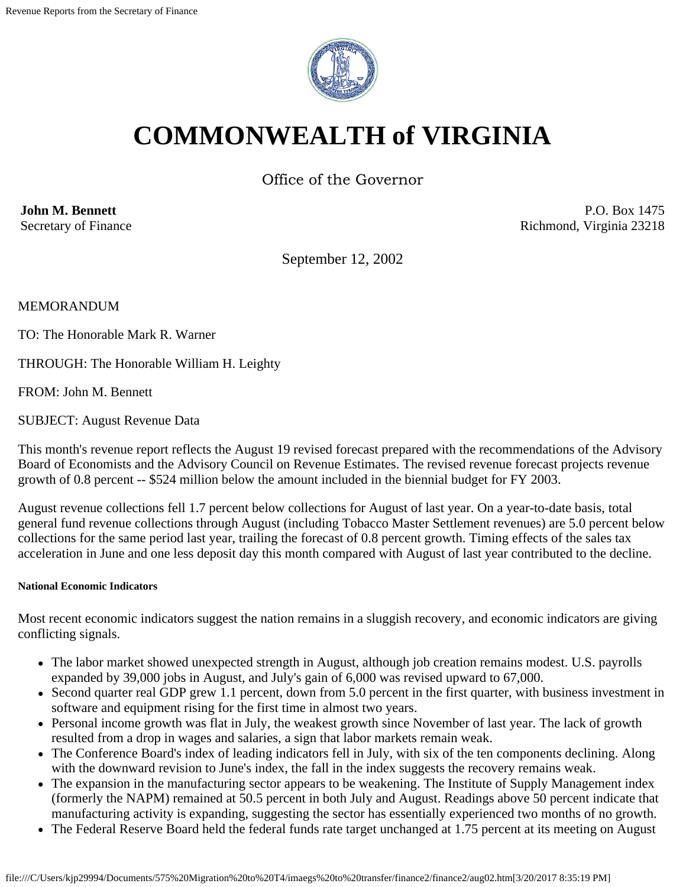# COMMONWEALTH of VIRGINIA

Office of the Governor

**John M. Bennett**
Secretary of Finance

P.O. Box 1475
Richmond, Virginia 23218

September 12, 2002

MEMORANDUM

TO: The Honorable Mark R. Warner

THROUGH: The Honorable William H. Leighty

FROM: John M. Bennett

SUBJECT: August Revenue Data

This month's revenue report reflects the August 19 revised forecast prepared with the recommendations of the Advisory Board of Economists and the Advisory Council on Revenue Estimates. The revised revenue forecast projects revenue growth of 0.8 percent -- $524 million below the amount included in the biennial budget for FY 2003.

August revenue collections fell 1.7 percent below collections for August of last year. On a year-to-date basis, total general fund revenue collections through August (including Tobacco Master Settlement revenues) are 5.0 percent below collections for the same period last year, trailing the forecast of 0.8 percent growth. Timing effects of the sales tax acceleration in June and one less deposit day this month compared with August of last year contributed to the decline.

##### National Economic Indicators

Most recent economic indicators suggest the nation remains in a sluggish recovery, and economic indicators are giving conflicting signals.

- The labor market showed unexpected strength in August, although job creation remains modest. U.S. payrolls expanded by 39,000 jobs in August, and July's gain of 6,000 was revised upward to 67,000.
- Second quarter real GDP grew 1.1 percent, down from 5.0 percent in the first quarter, with business investment in software and equipment rising for the first time in almost two years.
- Personal income growth was flat in July, the weakest growth since November of last year. The lack of growth resulted from a drop in wages and salaries, a sign that labor markets remain weak.
- The Conference Board's index of leading indicators fell in July, with six of the ten components declining. Along with the downward revision to June's index, the fall in the index suggests the recovery remains weak.
- The expansion in the manufacturing sector appears to be weakening. The Institute of Supply Management index (formerly the NAPM) remained at 50.5 percent in both July and August. Readings above 50 percent indicate that manufacturing activity is expanding, suggesting the sector has essentially experienced two months of no growth.
- The Federal Reserve Board held the federal funds rate target unchanged at 1.75 percent at its meeting on August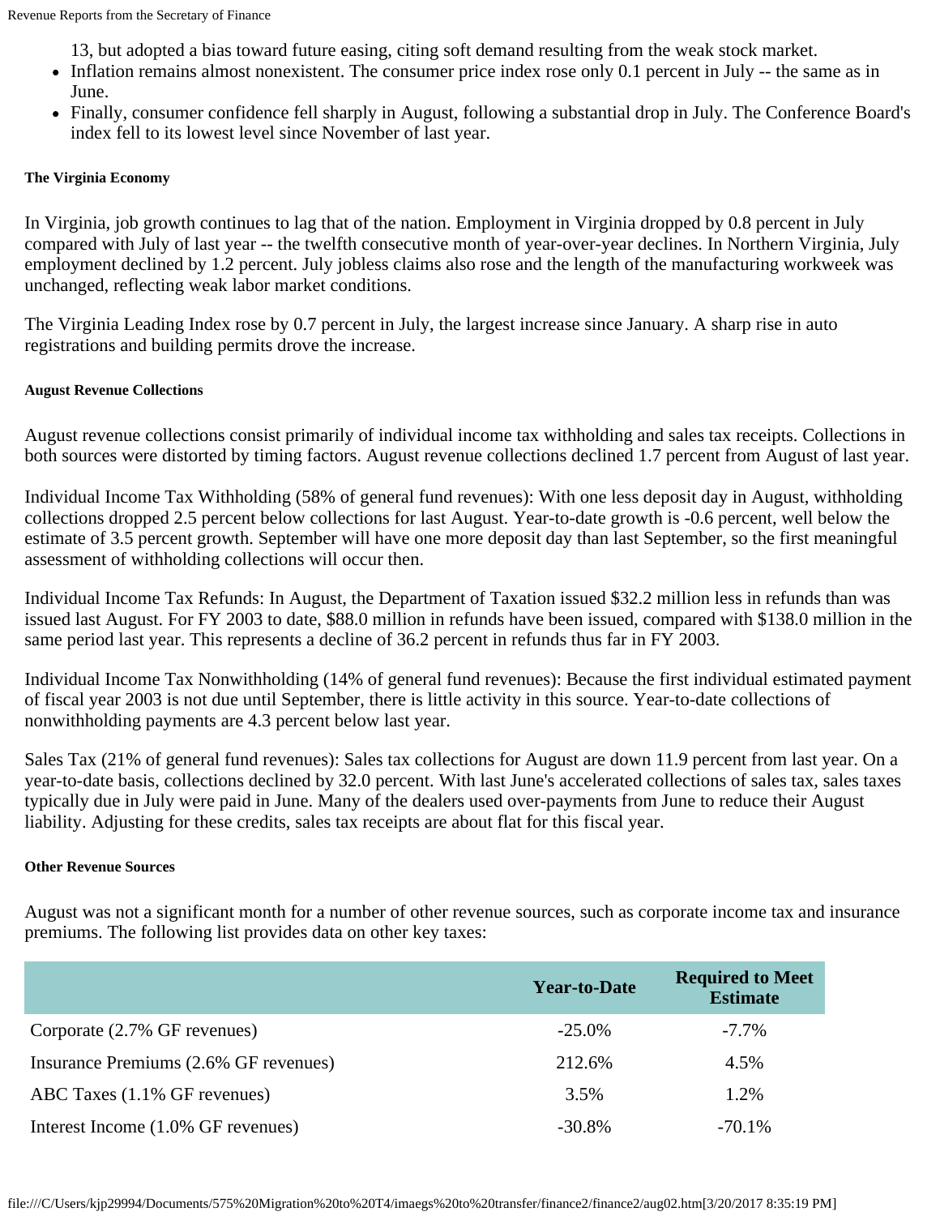13, but adopted a bias toward future easing, citing soft demand resulting from the weak stock market.
- Inflation remains almost nonexistent. The consumer price index rose only 0.1 percent in July -- the same as in June.
- Finally, consumer confidence fell sharply in August, following a substantial drop in July. The Conference Board's index fell to its lowest level since November of last year.

#### The Virginia Economy

In Virginia, job growth continues to lag that of the nation. Employment in Virginia dropped by 0.8 percent in July compared with July of last year -- the twelfth consecutive month of year-over-year declines. In Northern Virginia, July employment declined by 1.2 percent. July jobless claims also rose and the length of the manufacturing workweek was unchanged, reflecting weak labor market conditions.

The Virginia Leading Index rose by 0.7 percent in July, the largest increase since January. A sharp rise in auto registrations and building permits drove the increase.

#### August Revenue Collections

August revenue collections consist primarily of individual income tax withholding and sales tax receipts. Collections in both sources were distorted by timing factors. August revenue collections declined 1.7 percent from August of last year.

Individual Income Tax Withholding (58% of general fund revenues): With one less deposit day in August, withholding collections dropped 2.5 percent below collections for last August. Year-to-date growth is -0.6 percent, well below the estimate of 3.5 percent growth. September will have one more deposit day than last September, so the first meaningful assessment of withholding collections will occur then.

Individual Income Tax Refunds: In August, the Department of Taxation issued $32.2 million less in refunds than was issued last August. For FY 2003 to date, $88.0 million in refunds have been issued, compared with $138.0 million in the same period last year. This represents a decline of 36.2 percent in refunds thus far in FY 2003.

Individual Income Tax Nonwithholding (14% of general fund revenues): Because the first individual estimated payment of fiscal year 2003 is not due until September, there is little activity in this source. Year-to-date collections of nonwithholding payments are 4.3 percent below last year.

Sales Tax (21% of general fund revenues): Sales tax collections for August are down 11.9 percent from last year. On a year-to-date basis, collections declined by 32.0 percent. With last June's accelerated collections of sales tax, sales taxes typically due in July were paid in June. Many of the dealers used over-payments from June to reduce their August liability. Adjusting for these credits, sales tax receipts are about flat for this fiscal year.

#### Other Revenue Sources

August was not a significant month for a number of other revenue sources, such as corporate income tax and insurance premiums. The following list provides data on other key taxes:

| | Year-to-Date | Required to Meet Estimate |
|---|---|---|
| Corporate (2.7% GF revenues) | -25.0% | -7.7% |
| Insurance Premiums (2.6% GF revenues) | 212.6% | 4.5% |
| ABC Taxes (1.1% GF revenues) | 3.5% | 1.2% |
| Interest Income (1.0% GF revenues) | -30.8% | -70.1% |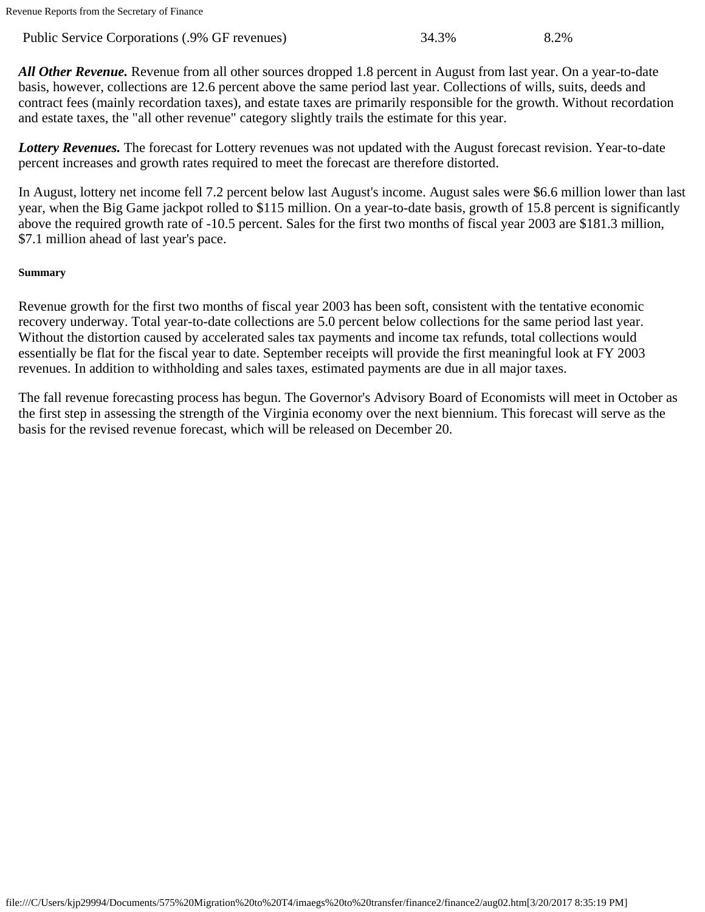| | | |
|---|---|---|
| Public Service Corporations (.9% GF revenues) | 34.3% | 8.2% |

***All Other Revenue.*** Revenue from all other sources dropped 1.8 percent in August from last year. On a year-to-date basis, however, collections are 12.6 percent above the same period last year. Collections of wills, suits, deeds and contract fees (mainly recordation taxes), and estate taxes are primarily responsible for the growth. Without recordation and estate taxes, the "all other revenue" category slightly trails the estimate for this year.

***Lottery Revenues.*** The forecast for Lottery revenues was not updated with the August forecast revision. Year-to-date percent increases and growth rates required to meet the forecast are therefore distorted.

In August, lottery net income fell 7.2 percent below last August's income. August sales were $6.6 million lower than last year, when the Big Game jackpot rolled to $115 million. On a year-to-date basis, growth of 15.8 percent is significantly above the required growth rate of -10.5 percent. Sales for the first two months of fiscal year 2003 are $181.3 million, $7.1 million ahead of last year's pace.

#### Summary

Revenue growth for the first two months of fiscal year 2003 has been soft, consistent with the tentative economic recovery underway. Total year-to-date collections are 5.0 percent below collections for the same period last year. Without the distortion caused by accelerated sales tax payments and income tax refunds, total collections would essentially be flat for the fiscal year to date. September receipts will provide the first meaningful look at FY 2003 revenues. In addition to withholding and sales taxes, estimated payments are due in all major taxes.

The fall revenue forecasting process has begun. The Governor's Advisory Board of Economists will meet in October as the first step in assessing the strength of the Virginia economy over the next biennium. This forecast will serve as the basis for the revised revenue forecast, which will be released on December 20.